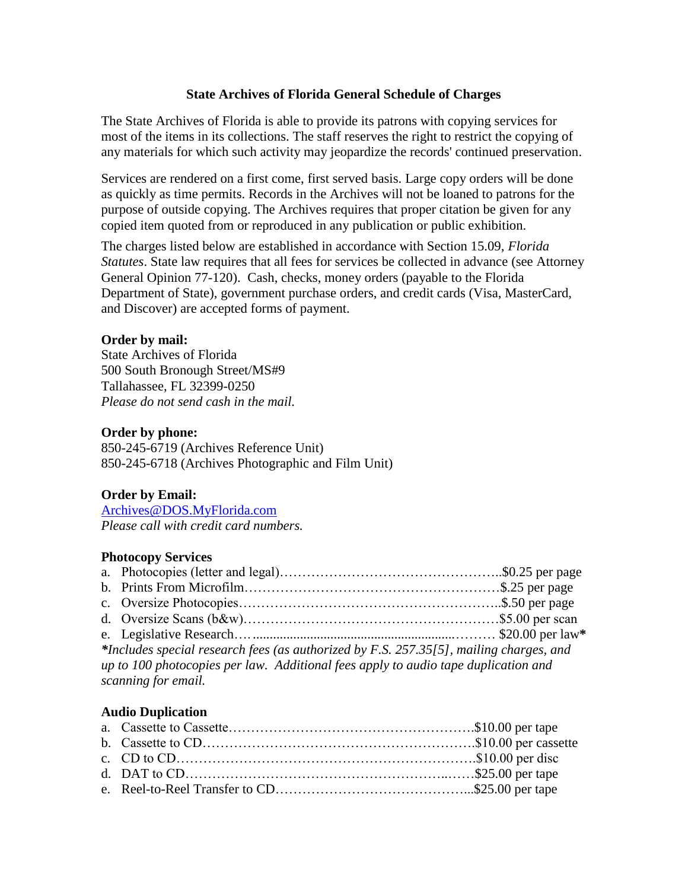# State Archives of Florida General Schedule of Charges

The State Archives of Florida is able to provide its patrons with copying services for most of the items in its collections. The staff reserves the right to restrict the copying of any materials for which such activity may jeopardize the records' continued preservation.

Services are rendered on a first come, first served basis. Large copy orders will be done as quickly as time permits. Records in the Archives will not be loaned to patrons for the purpose of outside copying. The Archives requires that proper citation be given for any copied item quoted from or reproduced in any publication or public exhibition.

The charges listed below are established in accordance with Section 15.09, *Florida Statutes*. State law requires that all fees for services be collected in advance (see Attorney General Opinion 77-120). Cash, checks, money orders (payable to the Florida Department of State), government purchase orders, and credit cards (Visa, MasterCard, and Discover) are accepted forms of payment.

**Order by mail:**
State Archives of Florida
500 South Bronough Street/MS#9
Tallahassee, FL 32399-0250
*Please do not send cash in the mail.*

**Order by phone:**
850-245-6719 (Archives Reference Unit)
850-245-6718 (Archives Photographic and Film Unit)

**Order by Email:**
Archives@DOS.MyFlorida.com
*Please call with credit card numbers.*

**Photocopy Services**

a. Photocopies (letter and legal)…………………………………………..$0.25 per page
b. Prints From Microfilm…………………………………………………$.25 per page
c. Oversize Photocopies…………………………………………………..$.50 per page
d. Oversize Scans (b&w)…………………………………………………$5.00 per scan
e. Legislative Research…..........................................................……… $20.00 per law**\***

***\*Includes special research fees (as authorized by F.S. 257.35[5], mailing charges, and up to 100 photocopies per law. Additional fees apply to audio tape duplication and scanning for email.***

**Audio Duplication**

a. Cassette to Cassette……………………………………………….$10.00 per tape
b. Cassette to CD…………………………………………………….$10.00 per cassette
c. CD to CD………………………………………………………….$10.00 per disc
d. DAT to CD……………………………………………..……$25.00 per tape
e. Reel-to-Reel Transfer to CD……………………………………...$25.00 per tape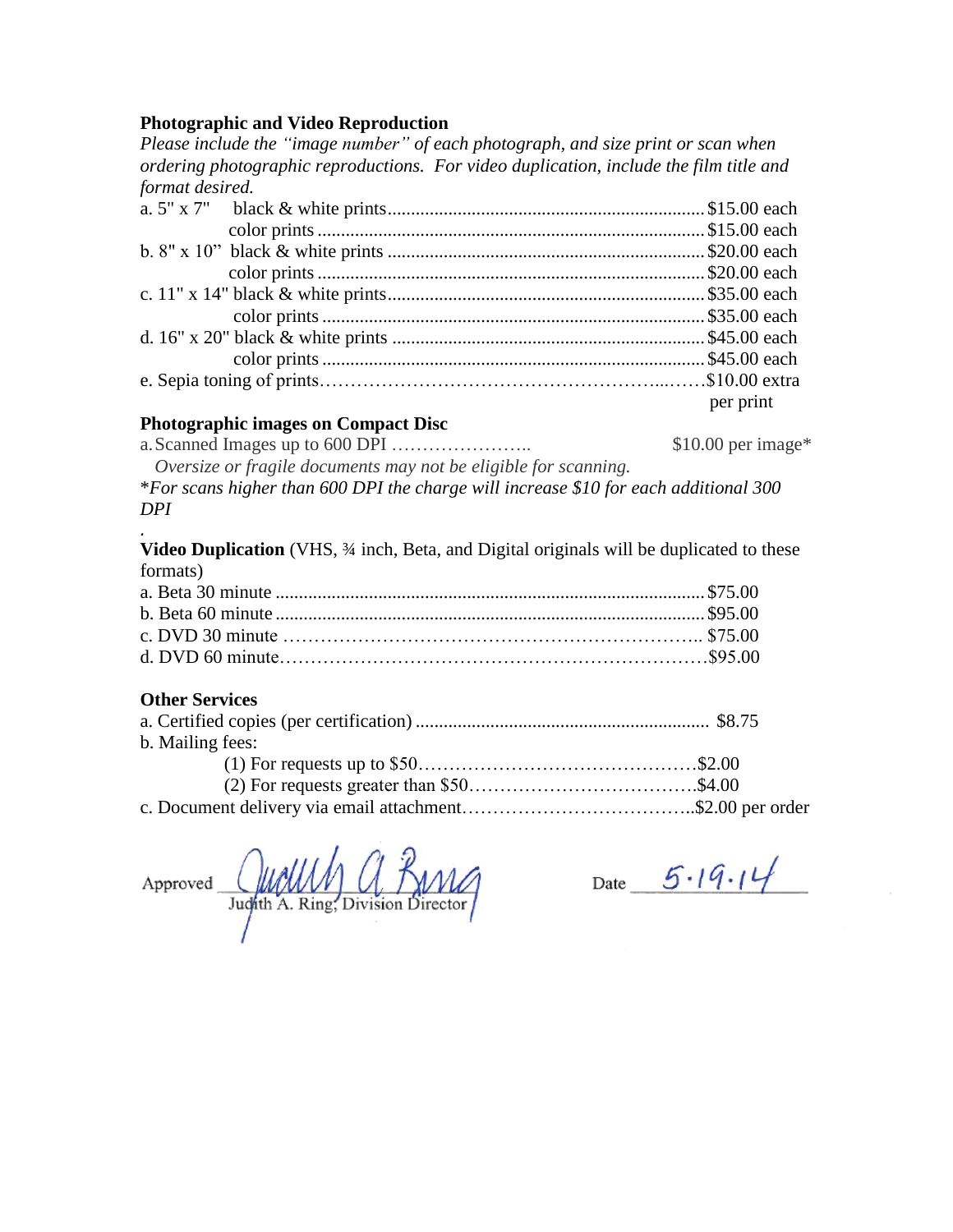**Photographic and Video Reproduction**

*Please include the "image number" of each photograph, and size print or scan when ordering photographic reproductions. For video duplication, include the film title and format desired.*

a. 5" x 7" black & white prints.................................................................. $15.00 each
color prints .................................................................................. $15.00 each
b. 8" x 10" black & white prints .................................................................. $20.00 each
color prints .................................................................................. $20.00 each
c. 11" x 14" black & white prints.................................................................. $35.00 each
color prints .................................................................................. $35.00 each
d. 16" x 20" black & white prints .................................................................. $45.00 each
color prints .................................................................................. $45.00 each
e. Sepia toning of prints…………………………………………………...……$10.00 extra per print

**Photographic images on Compact Disc**

a. Scanned Images up to 600 DPI ………………….. $10.00 per image*
*Oversize or fragile documents may not be eligible for scanning.*

**For scans higher than 600 DPI the charge will increase $10 for each additional 300 DPI*

.

**Video Duplication** (VHS, ¾ inch, Beta, and Digital originals will be duplicated to these formats)

a. Beta 30 minute ........................................................................................ $75.00
b. Beta 60 minute ........................................................................................ $95.00
c. DVD 30 minute ………………………………………………………….. $75.00
d. DVD 60 minute……………………………………………………………$95.00

**Other Services**

a. Certified copies (per certification) ............................................................ $8.75
b. Mailing fees:
(1) For requests up to $50………………………………………$2.00
(2) For requests greater than $50……………………………….$4.00
c. Document delivery via email attachment………………………………..$2.00 per order

Approved Judith A. Ring
Judith A. Ring, Division Director

Date 5.19.14